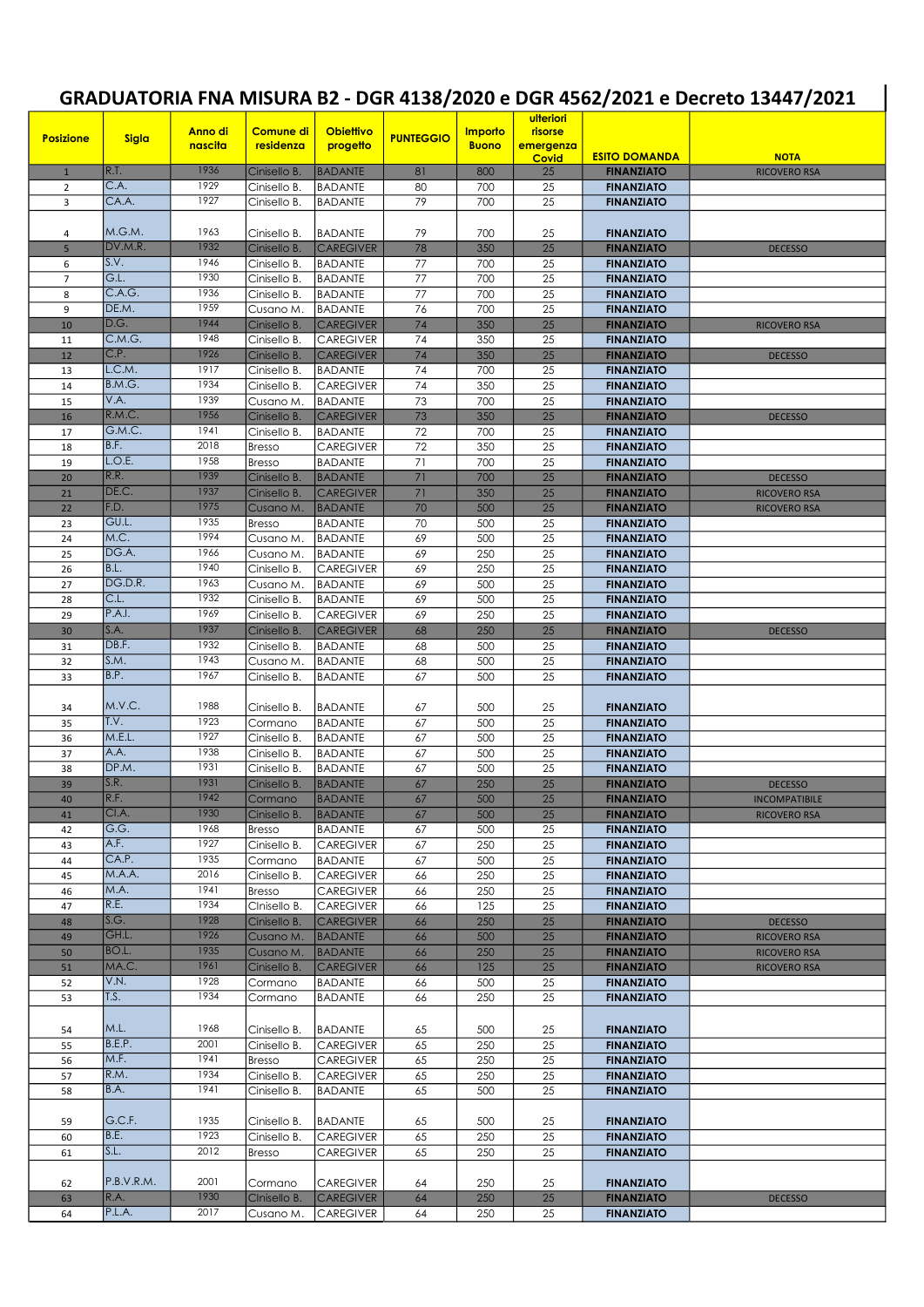# GRADUATORIA FNA MISURA B2 - DGR 4138/2020 e DGR 4562/2021 e Decreto 13447/2021

| Posizione | Sigla | Anno di nascita | Comune di residenza | Obiettivo progetto | PUNTEGGIO | Importo Buono | ulteriori risorse emergenza Covid | ESITO DOMANDA | NOTA |
|---|---|---|---|---|---|---|---|---|---|
| 1 | R.T. | 1936 | Cinisello B. | BADANTE | 81 | 800 | 25 | FINANZIATO | RICOVERO RSA |
| 2 | C.A. | 1929 | Cinisello B. | BADANTE | 80 | 700 | 25 | FINANZIATO | |
| 3 | CA.A. | 1927 | Cinisello B. | BADANTE | 79 | 700 | 25 | FINANZIATO | |
| 4 | M.G.M. | 1963 | Cinisello B. | BADANTE | 79 | 700 | 25 | FINANZIATO | |
| 5 | DV.M.R. | 1932 | Cinisello B. | CAREGIVER | 78 | 350 | 25 | FINANZIATO | DECESSO |
| 6 | S.V. | 1946 | Cinisello B. | BADANTE | 77 | 700 | 25 | FINANZIATO | |
| 7 | G.L. | 1930 | Cinisello B. | BADANTE | 77 | 700 | 25 | FINANZIATO | |
| 8 | C.A.G. | 1936 | Cinisello B. | BADANTE | 77 | 700 | 25 | FINANZIATO | |
| 9 | DE.M. | 1959 | Cusano M. | BADANTE | 76 | 700 | 25 | FINANZIATO | |
| 10 | D.G. | 1944 | Cinisello B. | CAREGIVER | 74 | 350 | 25 | FINANZIATO | RICOVERO RSA |
| 11 | C.M.G. | 1948 | Cinisello B. | CAREGIVER | 74 | 350 | 25 | FINANZIATO | |
| 12 | C.P. | 1926 | Cinisello B. | CAREGIVER | 74 | 350 | 25 | FINANZIATO | DECESSO |
| 13 | L.C.M. | 1917 | Cinisello B. | BADANTE | 74 | 700 | 25 | FINANZIATO | |
| 14 | B.M.G. | 1934 | Cinisello B. | CAREGIVER | 74 | 350 | 25 | FINANZIATO | |
| 15 | V.A. | 1939 | Cusano M. | BADANTE | 73 | 700 | 25 | FINANZIATO | |
| 16 | R.M.C. | 1956 | Cinisello B. | CAREGIVER | 73 | 350 | 25 | FINANZIATO | DECESSO |
| 17 | G.M.C. | 1941 | Cinisello B. | BADANTE | 72 | 700 | 25 | FINANZIATO | |
| 18 | B.F. | 2018 | Bresso | CAREGIVER | 72 | 350 | 25 | FINANZIATO | |
| 19 | L.O.E. | 1958 | Bresso | BADANTE | 71 | 700 | 25 | FINANZIATO | |
| 20 | R.R. | 1939 | Cinisello B. | BADANTE | 71 | 700 | 25 | FINANZIATO | DECESSO |
| 21 | DE.C. | 1937 | Cinisello B. | CAREGIVER | 71 | 350 | 25 | FINANZIATO | RICOVERO RSA |
| 22 | F.D. | 1975 | Cusano M. | BADANTE | 70 | 500 | 25 | FINANZIATO | RICOVERO RSA |
| 23 | GU.L. | 1935 | Bresso | BADANTE | 70 | 500 | 25 | FINANZIATO | |
| 24 | M.C. | 1994 | Cusano M. | BADANTE | 69 | 500 | 25 | FINANZIATO | |
| 25 | DG.A. | 1966 | Cusano M. | BADANTE | 69 | 250 | 25 | FINANZIATO | |
| 26 | B.L. | 1940 | Cinisello B. | CAREGIVER | 69 | 250 | 25 | FINANZIATO | |
| 27 | DG.D.R. | 1963 | Cusano M. | BADANTE | 69 | 500 | 25 | FINANZIATO | |
| 28 | C.L. | 1932 | Cinisello B. | BADANTE | 69 | 500 | 25 | FINANZIATO | |
| 29 | P.A.I. | 1969 | Cinisello B. | CAREGIVER | 69 | 250 | 25 | FINANZIATO | |
| 30 | S.A. | 1937 | Cinisello B. | CAREGIVER | 68 | 250 | 25 | FINANZIATO | DECESSO |
| 31 | DB.F. | 1932 | Cinisello B. | BADANTE | 68 | 500 | 25 | FINANZIATO | |
| 32 | S.M. | 1943 | Cusano M. | BADANTE | 68 | 500 | 25 | FINANZIATO | |
| 33 | B.P. | 1967 | Cinisello B. | BADANTE | 67 | 500 | 25 | FINANZIATO | |
| 34 | M.V.C. | 1988 | Cinisello B. | BADANTE | 67 | 500 | 25 | FINANZIATO | |
| 35 | T.V. | 1923 | Cormano | BADANTE | 67 | 500 | 25 | FINANZIATO | |
| 36 | M.E.L. | 1927 | Cinisello B. | BADANTE | 67 | 500 | 25 | FINANZIATO | |
| 37 | A.A. | 1938 | Cinisello B. | BADANTE | 67 | 500 | 25 | FINANZIATO | |
| 38 | DP.M. | 1931 | Cinisello B. | BADANTE | 67 | 500 | 25 | FINANZIATO | |
| 39 | S.R. | 1931 | Cinisello B. | BADANTE | 67 | 250 | 25 | FINANZIATO | DECESSO |
| 40 | R.F. | 1942 | Cormano | BADANTE | 67 | 500 | 25 | FINANZIATO | INCOMPATIBILE |
| 41 | CI.A. | 1930 | Cinisello B. | BADANTE | 67 | 500 | 25 | FINANZIATO | RICOVERO RSA |
| 42 | G.G. | 1968 | Bresso | BADANTE | 67 | 500 | 25 | FINANZIATO | |
| 43 | A.F. | 1927 | Cinisello B. | CAREGIVER | 67 | 250 | 25 | FINANZIATO | |
| 44 | CA.P. | 1935 | Cormano | BADANTE | 67 | 500 | 25 | FINANZIATO | |
| 45 | M.A.A. | 2016 | Cinisello B. | CAREGIVER | 66 | 250 | 25 | FINANZIATO | |
| 46 | M.A. | 1941 | Bresso | CAREGIVER | 66 | 250 | 25 | FINANZIATO | |
| 47 | R.E. | 1934 | Cinisello B. | CAREGIVER | 66 | 125 | 25 | FINANZIATO | |
| 48 | S.G. | 1928 | Cinisello B. | CAREGIVER | 66 | 250 | 25 | FINANZIATO | DECESSO |
| 49 | GH.L. | 1926 | Cusano M. | BADANTE | 66 | 500 | 25 | FINANZIATO | RICOVERO RSA |
| 50 | BO.L. | 1935 | Cusano M. | BADANTE | 66 | 250 | 25 | FINANZIATO | RICOVERO RSA |
| 51 | MA.C. | 1961 | Cinisello B. | CAREGIVER | 66 | 125 | 25 | FINANZIATO | RICOVERO RSA |
| 52 | V.N. | 1928 | Cormano | BADANTE | 66 | 500 | 25 | FINANZIATO | |
| 53 | T.S. | 1934 | Cormano | BADANTE | 66 | 250 | 25 | FINANZIATO | |
| 54 | M.L. | 1968 | Cinisello B. | BADANTE | 65 | 500 | 25 | FINANZIATO | |
| 55 | B.E.P. | 2001 | Cinisello B. | CAREGIVER | 65 | 250 | 25 | FINANZIATO | |
| 56 | M.F. | 1941 | Bresso | CAREGIVER | 65 | 250 | 25 | FINANZIATO | |
| 57 | R.M. | 1934 | Cinisello B. | CAREGIVER | 65 | 250 | 25 | FINANZIATO | |
| 58 | B.A. | 1941 | Cinisello B. | BADANTE | 65 | 500 | 25 | FINANZIATO | |
| 59 | G.C.F. | 1935 | Cinisello B. | BADANTE | 65 | 500 | 25 | FINANZIATO | |
| 60 | B.E. | 1923 | Cinisello B. | CAREGIVER | 65 | 250 | 25 | FINANZIATO | |
| 61 | S.L. | 2012 | Bresso | CAREGIVER | 65 | 250 | 25 | FINANZIATO | |
| 62 | P.B.V.R.M. | 2001 | Cormano | CAREGIVER | 64 | 250 | 25 | FINANZIATO | |
| 63 | R.A. | 1930 | Cinisello B. | CAREGIVER | 64 | 250 | 25 | FINANZIATO | DECESSO |
| 64 | P.L.A. | 2017 | Cusano M. | CAREGIVER | 64 | 250 | 25 | FINANZIATO | |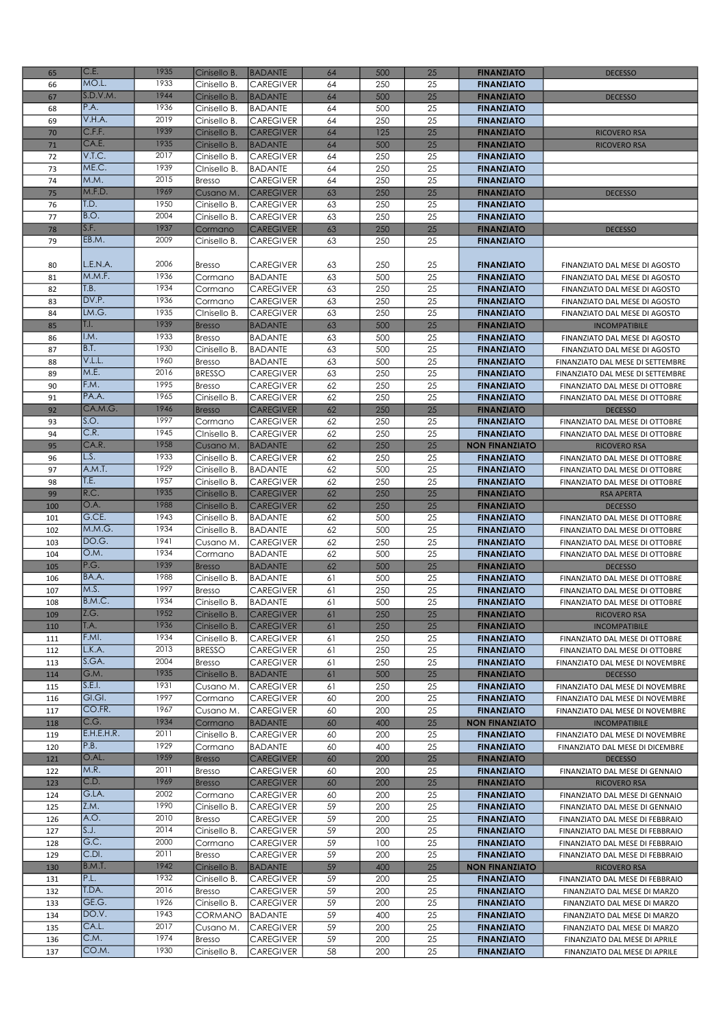| 65 | C.E. | 1935 | Cinisello B. | BADANTE | 64 | 500 | 25 | **FINANZIATO** | DECESSO |
|---|---|---|---|---|---|---|---|---|---|
| 66 | MO.L. | 1933 | Cinisello B. | CAREGIVER | 64 | 250 | 25 | **FINANZIATO** | |
| 67 | S.D.V.M. | 1944 | Cinisello B. | BADANTE | 64 | 500 | 25 | **FINANZIATO** | DECESSO |
| 68 | P.A. | 1936 | Cinisello B. | BADANTE | 64 | 500 | 25 | **FINANZIATO** | |
| 69 | V.H.A. | 2019 | Cinisello B. | CAREGIVER | 64 | 250 | 25 | **FINANZIATO** | |
| 70 | C.F.F. | 1939 | Cinisello B. | CAREGIVER | 64 | 125 | 25 | **FINANZIATO** | RICOVERO RSA |
| 71 | CA.E. | 1935 | Cinisello B. | BADANTE | 64 | 500 | 25 | **FINANZIATO** | RICOVERO RSA |
| 72 | V.T.C. | 2017 | Cinisello B. | CAREGIVER | 64 | 250 | 25 | **FINANZIATO** | |
| 73 | ME.C. | 1939 | CInisello B. | BADANTE | 64 | 250 | 25 | **FINANZIATO** | |
| 74 | M.M. | 2015 | Bresso | CAREGIVER | 64 | 250 | 25 | **FINANZIATO** | |
| 75 | M.F.D. | 1969 | Cusano M. | CAREGIVER | 63 | 250 | 25 | **FINANZIATO** | DECESSO |
| 76 | T.D. | 1950 | Cinisello B. | CAREGIVER | 63 | 250 | 25 | **FINANZIATO** | |
| 77 | B.O. | 2004 | Cinisello B. | CAREGIVER | 63 | 250 | 25 | **FINANZIATO** | |
| 78 | S.F. | 1937 | Cormano | CAREGIVER | 63 | 250 | 25 | **FINANZIATO** | DECESSO |
| 79 | EB.M. | 2009 | Cinisello B. | CAREGIVER | 63 | 250 | 25 | **FINANZIATO** | |
| 80 | L.E.N.A. | 2006 | Bresso | CAREGIVER | 63 | 250 | 25 | **FINANZIATO** | FINANZIATO DAL MESE DI AGOSTO |
| 81 | M.M.F. | 1936 | Cormano | BADANTE | 63 | 500 | 25 | **FINANZIATO** | FINANZIATO DAL MESE DI AGOSTO |
| 82 | T.B. | 1934 | Cormano | CAREGIVER | 63 | 250 | 25 | **FINANZIATO** | FINANZIATO DAL MESE DI AGOSTO |
| 83 | DV.P. | 1936 | Cormano | CAREGIVER | 63 | 250 | 25 | **FINANZIATO** | FINANZIATO DAL MESE DI AGOSTO |
| 84 | LM.G. | 1935 | CInisello B. | CAREGIVER | 63 | 250 | 25 | **FINANZIATO** | FINANZIATO DAL MESE DI AGOSTO |
| 85 | T.I. | 1939 | Bresso | BADANTE | 63 | 500 | 25 | **FINANZIATO** | INCOMPATIBILE |
| 86 | I.M. | 1933 | Bresso | BADANTE | 63 | 500 | 25 | **FINANZIATO** | FINANZIATO DAL MESE DI AGOSTO |
| 87 | B.T. | 1930 | Cinisello B. | BADANTE | 63 | 500 | 25 | **FINANZIATO** | FINANZIATO DAL MESE DI AGOSTO |
| 88 | V.L.L. | 1960 | Bresso | BADANTE | 63 | 500 | 25 | **FINANZIATO** | FINANZIATO DAL MESE DI SETTEMBRE |
| 89 | M.E. | 2016 | BRESSO | CAREGIVER | 63 | 250 | 25 | **FINANZIATO** | FINANZIATO DAL MESE DI SETTEMBRE |
| 90 | F.M. | 1995 | Bresso | CAREGIVER | 62 | 250 | 25 | **FINANZIATO** | FINANZIATO DAL MESE DI OTTOBRE |
| 91 | PA.A. | 1965 | Cinisello B. | CAREGIVER | 62 | 250 | 25 | **FINANZIATO** | FINANZIATO DAL MESE DI OTTOBRE |
| 92 | CA.M.G. | 1946 | Bresso | CAREGIVER | 62 | 250 | 25 | **FINANZIATO** | DECESSO |
| 93 | S.O. | 1997 | Cormano | CAREGIVER | 62 | 250 | 25 | **FINANZIATO** | FINANZIATO DAL MESE DI OTTOBRE |
| 94 | C.R. | 1945 | CInisello B. | CAREGIVER | 62 | 250 | 25 | **FINANZIATO** | FINANZIATO DAL MESE DI OTTOBRE |
| 95 | CA.R. | 1958 | Cusano M. | BADANTE | 62 | 250 | 25 | **NON FINANZIATO** | RICOVERO RSA |
| 96 | L.S. | 1933 | Cinisello B. | CAREGIVER | 62 | 250 | 25 | **FINANZIATO** | FINANZIATO DAL MESE DI OTTOBRE |
| 97 | A.M.T. | 1929 | Cinisello B. | BADANTE | 62 | 500 | 25 | **FINANZIATO** | FINANZIATO DAL MESE DI OTTOBRE |
| 98 | T.E. | 1957 | Cinisello B. | CAREGIVER | 62 | 250 | 25 | **FINANZIATO** | FINANZIATO DAL MESE DI OTTOBRE |
| 99 | R.C. | 1935 | Cinisello B. | CAREGIVER | 62 | 250 | 25 | **FINANZIATO** | RSA APERTA |
| 100 | O.A. | 1988 | Cinisello B. | CAREGIVER | 62 | 250 | 25 | **FINANZIATO** | DECESSO |
| 101 | G.CE. | 1943 | Cinisello B. | BADANTE | 62 | 500 | 25 | **FINANZIATO** | FINANZIATO DAL MESE DI OTTOBRE |
| 102 | M.M.G. | 1934 | Cinisello B. | BADANTE | 62 | 500 | 25 | **FINANZIATO** | FINANZIATO DAL MESE DI OTTOBRE |
| 103 | DO.G. | 1941 | Cusano M. | CAREGIVER | 62 | 250 | 25 | **FINANZIATO** | FINANZIATO DAL MESE DI OTTOBRE |
| 104 | O.M. | 1934 | Cormano | BADANTE | 62 | 500 | 25 | **FINANZIATO** | FINANZIATO DAL MESE DI OTTOBRE |
| 105 | P.G. | 1939 | Bresso | BADANTE | 62 | 500 | 25 | **FINANZIATO** | DECESSO |
| 106 | BA.A. | 1988 | Cinisello B. | BADANTE | 61 | 500 | 25 | **FINANZIATO** | FINANZIATO DAL MESE DI OTTOBRE |
| 107 | M.S. | 1997 | Bresso | CAREGIVER | 61 | 250 | 25 | **FINANZIATO** | FINANZIATO DAL MESE DI OTTOBRE |
| 108 | B.M.C. | 1934 | Cinisello B. | BADANTE | 61 | 500 | 25 | **FINANZIATO** | FINANZIATO DAL MESE DI OTTOBRE |
| 109 | Z.G. | 1952 | Cinisello B. | CAREGIVER | 61 | 250 | 25 | **FINANZIATO** | RICOVERO RSA |
| 110 | T.A. | 1936 | Cinisello B. | CAREGIVER | 61 | 250 | 25 | **FINANZIATO** | INCOMPATIBILE |
| 111 | F.MI. | 1934 | Cinisello B. | CAREGIVER | 61 | 250 | 25 | **FINANZIATO** | FINANZIATO DAL MESE DI OTTOBRE |
| 112 | L.K.A. | 2013 | BRESSO | CAREGIVER | 61 | 250 | 25 | **FINANZIATO** | FINANZIATO DAL MESE DI OTTOBRE |
| 113 | S.GA. | 2004 | Bresso | CAREGIVER | 61 | 250 | 25 | **FINANZIATO** | FINANZIATO DAL MESE DI NOVEMBRE |
| 114 | G.M. | 1935 | Cinisello B. | BADANTE | 61 | 500 | 25 | **FINANZIATO** | DECESSO |
| 115 | S.E.I. | 1931 | Cusano M. | CAREGIVER | 61 | 250 | 25 | **FINANZIATO** | FINANZIATO DAL MESE DI NOVEMBRE |
| 116 | GI.GI. | 1997 | Cormano | CAREGIVER | 60 | 200 | 25 | **FINANZIATO** | FINANZIATO DAL MESE DI NOVEMBRE |
| 117 | CO.FR. | 1967 | Cusano M. | CAREGIVER | 60 | 200 | 25 | **FINANZIATO** | FINANZIATO DAL MESE DI NOVEMBRE |
| 118 | C.G. | 1934 | Cormano | BADANTE | 60 | 400 | 25 | **NON FINANZIATO** | INCOMPATIBILE |
| 119 | E.H.E.H.R. | 2011 | Cinisello B. | CAREGIVER | 60 | 200 | 25 | **FINANZIATO** | FINANZIATO DAL MESE DI NOVEMBRE |
| 120 | P.B. | 1929 | Cormano | BADANTE | 60 | 400 | 25 | **FINANZIATO** | FINANZIATO DAL MESE DI DICEMBRE |
| 121 | O.AL. | 1959 | Bresso | CAREGIVER | 60 | 200 | 25 | **FINANZIATO** | DECESSO |
| 122 | M.R. | 2011 | Bresso | CAREGIVER | 60 | 200 | 25 | **FINANZIATO** | FINANZIATO DAL MESE DI GENNAIO |
| 123 | C.D. | 1969 | Bresso | CAREGIVER | 60 | 200 | 25 | **FINANZIATO** | RICOVERO RSA |
| 124 | G.LA. | 2002 | Cormano | CAREGIVER | 60 | 200 | 25 | **FINANZIATO** | FINANZIATO DAL MESE DI GENNAIO |
| 125 | Z.M. | 1990 | Cinisello B. | CAREGIVER | 59 | 200 | 25 | **FINANZIATO** | FINANZIATO DAL MESE DI GENNAIO |
| 126 | A.O. | 2010 | Bresso | CAREGIVER | 59 | 200 | 25 | **FINANZIATO** | FINANZIATO DAL MESE DI FEBBRAIO |
| 127 | S.J. | 2014 | Cinisello B. | CAREGIVER | 59 | 200 | 25 | **FINANZIATO** | FINANZIATO DAL MESE DI FEBBRAIO |
| 128 | G.C. | 2000 | Cormano | CAREGIVER | 59 | 100 | 25 | **FINANZIATO** | FINANZIATO DAL MESE DI FEBBRAIO |
| 129 | C.DI. | 2011 | Bresso | CAREGIVER | 59 | 200 | 25 | **FINANZIATO** | FINANZIATO DAL MESE DI FEBBRAIO |
| 130 | B.M.T. | 1942 | Cinisello B. | BADANTE | 59 | 400 | 25 | **NON FINANZIATO** | RICOVERO RSA |
| 131 | P.L. | 1932 | Cinisello B. | CAREGIVER | 59 | 200 | 25 | **FINANZIATO** | FINANZIATO DAL MESE DI FEBBRAIO |
| 132 | T.DA. | 2016 | Bresso | CAREGIVER | 59 | 200 | 25 | **FINANZIATO** | FINANZIATO DAL MESE DI MARZO |
| 133 | GE.G. | 1926 | Cinisello B. | CAREGIVER | 59 | 200 | 25 | **FINANZIATO** | FINANZIATO DAL MESE DI MARZO |
| 134 | DO.V. | 1943 | CORMANO | BADANTE | 59 | 400 | 25 | **FINANZIATO** | FINANZIATO DAL MESE DI MARZO |
| 135 | CA.L. | 2017 | Cusano M. | CAREGIVER | 59 | 200 | 25 | **FINANZIATO** | FINANZIATO DAL MESE DI MARZO |
| 136 | C.M. | 1974 | Bresso | CAREGIVER | 59 | 200 | 25 | **FINANZIATO** | FINANZIATO DAL MESE DI APRILE |
| 137 | CO.M. | 1930 | Cinisello B. | CAREGIVER | 58 | 200 | 25 | **FINANZIATO** | FINANZIATO DAL MESE DI APRILE |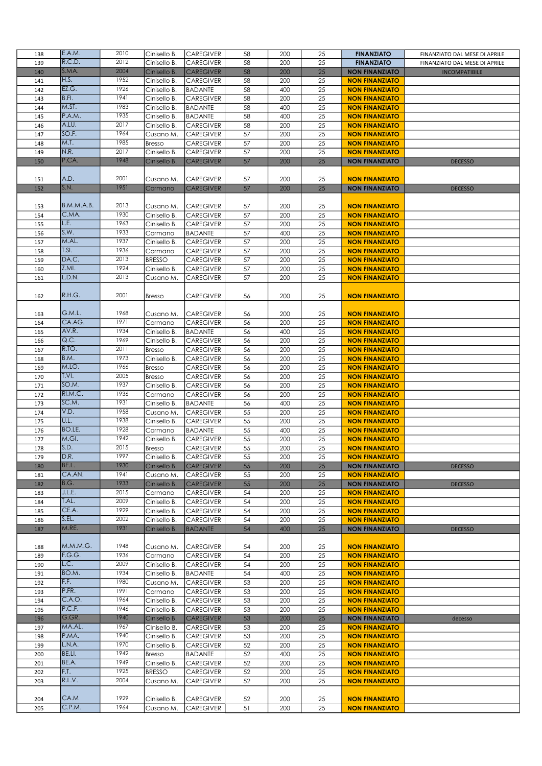| | | | | | | | | | |
|---|---|---|---|---|---|---|---|---|---|
| 138 | E.A.M. | 2010 | Cinisello B. | CAREGIVER | 58 | 200 | 25 | **FINANZIATO** | FINANZIATO DAL MESE DI APRILE |
| 139 | R.C.D. | 2012 | Cinisello B. | CAREGIVER | 58 | 200 | 25 | **FINANZIATO** | FINANZIATO DAL MESE DI APRILE |
| 140 | S.MA. | 2004 | Cinisello B. | CAREGIVER | 58 | 200 | 25 | **NON FINANZIATO** | INCOMPATIBILE |
| 141 | H.S. | 1952 | Cinisello B. | CAREGIVER | 58 | 200 | 25 | **NON FINANZIATO** | |
| 142 | EZ.G. | 1926 | Cinisello B. | BADANTE | 58 | 400 | 25 | **NON FINANZIATO** | |
| 143 | B.FI. | 1941 | Cinisello B. | CAREGIVER | 58 | 200 | 25 | **NON FINANZIATO** | |
| 144 | M.ST. | 1983 | Cinisello B. | BADANTE | 58 | 400 | 25 | **NON FINANZIATO** | |
| 145 | P.A.M. | 1935 | Cinisello B. | BADANTE | 58 | 400 | 25 | **NON FINANZIATO** | |
| 146 | A.LU. | 2017 | Cinisello B. | CAREGIVER | 58 | 200 | 25 | **NON FINANZIATO** | |
| 147 | SO.F. | 1964 | Cusano M. | CAREGIVER | 57 | 200 | 25 | **NON FINANZIATO** | |
| 148 | M.T. | 1985 | Bresso | CAREGIVER | 57 | 200 | 25 | **NON FINANZIATO** | |
| 149 | N.R. | 2017 | Cinisello B. | CAREGIVER | 57 | 200 | 25 | **NON FINANZIATO** | |
| 150 | P.CA. | 1948 | Cinisello B. | CAREGIVER | 57 | 200 | 25 | **NON FINANZIATO** | DECESSO |
| 151 | A.D. | 2001 | Cusano M. | CAREGIVER | 57 | 200 | 25 | **NON FINANZIATO** | |
| 152 | S.N. | 1951 | Cormano | CAREGIVER | 57 | 200 | 25 | **NON FINANZIATO** | DECESSO |
| 153 | B.M.M.A.B. | 2013 | Cusano M. | CAREGIVER | 57 | 200 | 25 | **NON FINANZIATO** | |
| 154 | C.MA. | 1930 | Cinisello B. | CAREGIVER | 57 | 200 | 25 | **NON FINANZIATO** | |
| 155 | L.E. | 1963 | Cinisello B. | CAREGIVER | 57 | 200 | 25 | **NON FINANZIATO** | |
| 156 | S.W. | 1933 | Cormano | BADANTE | 57 | 400 | 25 | **NON FINANZIATO** | |
| 157 | M.AL. | 1937 | Cinisello B. | CAREGIVER | 57 | 200 | 25 | **NON FINANZIATO** | |
| 158 | T.SI. | 1936 | Cormano | CAREGIVER | 57 | 200 | 25 | **NON FINANZIATO** | |
| 159 | DA.C. | 2013 | BRESSO | CAREGIVER | 57 | 200 | 25 | **NON FINANZIATO** | |
| 160 | Z.MI. | 1924 | Cinisello B. | CAREGIVER | 57 | 200 | 25 | **NON FINANZIATO** | |
| 161 | L.D.N. | 2013 | Cusano M. | CAREGIVER | 57 | 200 | 25 | **NON FINANZIATO** | |
| 162 | R.H.G. | 2001 | Bresso | CAREGIVER | 56 | 200 | 25 | **NON FINANZIATO** | |
| 163 | G.M.L. | 1968 | Cusano M. | CAREGIVER | 56 | 200 | 25 | **NON FINANZIATO** | |
| 164 | CA.AG. | 1971 | Cormano | CAREGIVER | 56 | 200 | 25 | **NON FINANZIATO** | |
| 165 | AV.R. | 1934 | Cinisello B. | BADANTE | 56 | 400 | 25 | **NON FINANZIATO** | |
| 166 | Q.C. | 1969 | Cinisello B. | CAREGIVER | 56 | 200 | 25 | **NON FINANZIATO** | |
| 167 | R.TO. | 2011 | Bresso | CAREGIVER | 56 | 200 | 25 | **NON FINANZIATO** | |
| 168 | B.M. | 1973 | Cinisello B. | CAREGIVER | 56 | 200 | 25 | **NON FINANZIATO** | |
| 169 | M.LO. | 1966 | Bresso | CAREGIVER | 56 | 200 | 25 | **NON FINANZIATO** | |
| 170 | T.VI. | 2005 | Bresso | CAREGIVER | 56 | 200 | 25 | **NON FINANZIATO** | |
| 171 | SO.M. | 1937 | Cinisello B. | CAREGIVER | 56 | 200 | 25 | **NON FINANZIATO** | |
| 172 | RI.M.C. | 1936 | Cormano | CAREGIVER | 56 | 200 | 25 | **NON FINANZIATO** | |
| 173 | SC.M. | 1931 | Cinisello B. | BADANTE | 56 | 400 | 25 | **NON FINANZIATO** | |
| 174 | V.D. | 1958 | Cusano M. | CAREGIVER | 55 | 200 | 25 | **NON FINANZIATO** | |
| 175 | U.L. | 1938 | Cinisello B. | CAREGIVER | 55 | 200 | 25 | **NON FINANZIATO** | |
| 176 | BO.LE. | 1928 | Cormano | BADANTE | 55 | 400 | 25 | **NON FINANZIATO** | |
| 177 | M.GI. | 1942 | Cinisello B. | CAREGIVER | 55 | 200 | 25 | **NON FINANZIATO** | |
| 178 | S.D. | 2015 | Bresso | CAREGIVER | 55 | 200 | 25 | **NON FINANZIATO** | |
| 179 | D.R. | 1997 | Cinisello B. | CAREGIVER | 55 | 200 | 25 | **NON FINANZIATO** | |
| 180 | BE.L. | 1930 | Cinisello B. | CAREGIVER | 55 | 200 | 25 | **NON FINANZIATO** | DECESSO |
| 181 | CA.AN. | 1941 | Cusano M. | CAREGIVER | 55 | 200 | 25 | **NON FINANZIATO** | |
| 182 | B.G. | 1933 | Cinisello B. | CAREGIVER | 55 | 200 | 25 | **NON FINANZIATO** | DECESSO |
| 183 | J.L.E. | 2015 | Cormano | CAREGIVER | 54 | 200 | 25 | **NON FINANZIATO** | |
| 184 | T.AL. | 2009 | Cinisello B. | CAREGIVER | 54 | 200 | 25 | **NON FINANZIATO** | |
| 185 | CE.A. | 1929 | Cinisello B. | CAREGIVER | 54 | 200 | 25 | **NON FINANZIATO** | |
| 186 | S.EL. | 2002 | Cinisello B. | CAREGIVER | 54 | 200 | 25 | **NON FINANZIATO** | |
| 187 | M.RE. | 1931 | Cinisello B. | BADANTE | 54 | 400 | 25 | **NON FINANZIATO** | DECESSO |
| 188 | M.M.M.G. | 1948 | Cusano M. | CAREGIVER | 54 | 200 | 25 | **NON FINANZIATO** | |
| 189 | F.G.G. | 1936 | Cormano | CAREGIVER | 54 | 200 | 25 | **NON FINANZIATO** | |
| 190 | L.C. | 2009 | Cinisello B. | CAREGIVER | 54 | 200 | 25 | **NON FINANZIATO** | |
| 191 | BO.M. | 1934 | Cinisello B. | BADANTE | 54 | 400 | 25 | **NON FINANZIATO** | |
| 192 | F.F. | 1980 | Cusano M. | CAREGIVER | 53 | 200 | 25 | **NON FINANZIATO** | |
| 193 | P.FR. | 1991 | Cormano | CAREGIVER | 53 | 200 | 25 | **NON FINANZIATO** | |
| 194 | C.A.O. | 1964 | Cinisello B. | CAREGIVER | 53 | 200 | 25 | **NON FINANZIATO** | |
| 195 | P.C.F. | 1946 | Cinisello B. | CAREGIVER | 53 | 200 | 25 | **NON FINANZIATO** | |
| 196 | G.GR. | 1940 | Cinisello B. | CAREGIVER | 53 | 200 | 25 | **NON FINANZIATO** | decesso |
| 197 | MA.AL. | 1967 | CInisello B. | CAREGIVER | 53 | 200 | 25 | **NON FINANZIATO** | |
| 198 | P.MA. | 1940 | Cinisello B. | CAREGIVER | 53 | 200 | 25 | **NON FINANZIATO** | |
| 199 | L.N.A. | 1970 | Cinisello B. | CAREGIVER | 52 | 200 | 25 | **NON FINANZIATO** | |
| 200 | BE.LI. | 1942 | Bresso | BADANTE | 52 | 400 | 25 | **NON FINANZIATO** | |
| 201 | BE.A. | 1949 | Cinisello B. | CAREGIVER | 52 | 200 | 25 | **NON FINANZIATO** | |
| 202 | F.T. | 1925 | BRESSO | CAREGIVER | 52 | 200 | 25 | **NON FINANZIATO** | |
| 203 | R.L.V. | 2004 | Cusano M. | CAREGIVER | 52 | 200 | 25 | **NON FINANZIATO** | |
| 204 | CA.M | 1929 | Cinisello B. | CAREGIVER | 52 | 200 | 25 | **NON FINANZIATO** | |
| 205 | C.P.M. | 1964 | Cusano M. | CAREGIVER | 51 | 200 | 25 | **NON FINANZIATO** | |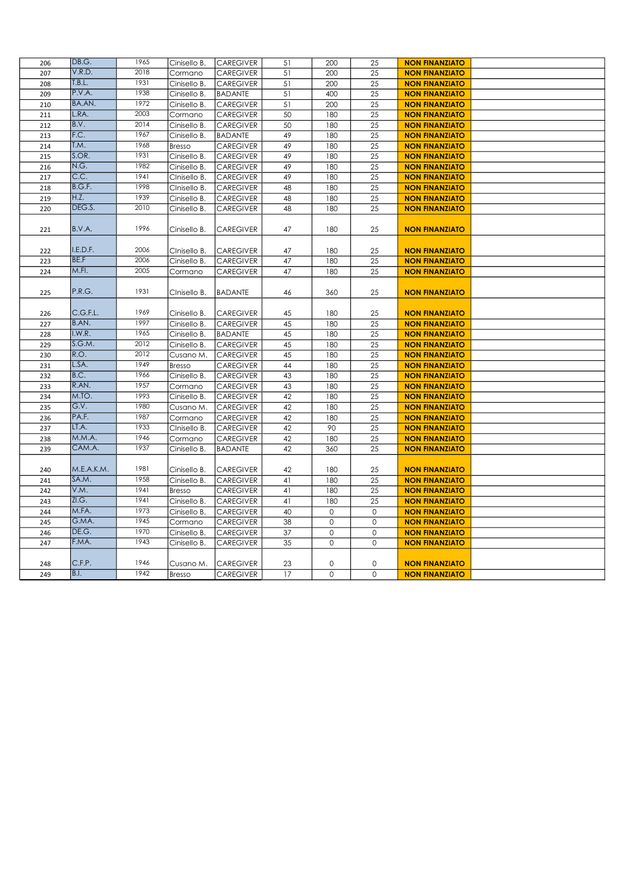| | | | | | | | | | |
|---|---|---|---|---|---|---|---|---|---|
| 206 | DB.G. | 1965 | Cinisello B. | CAREGIVER | 51 | 200 | 25 | **NON FINANZIATO** | |
| 207 | V.R.D. | 2018 | Cormano | CAREGIVER | 51 | 200 | 25 | **NON FINANZIATO** | |
| 208 | T.B.L. | 1931 | Cinisello B. | CAREGIVER | 51 | 200 | 25 | **NON FINANZIATO** | |
| 209 | P.V.A. | 1938 | Cinisello B. | BADANTE | 51 | 400 | 25 | **NON FINANZIATO** | |
| 210 | BA.AN. | 1972 | Cinisello B. | CAREGIVER | 51 | 200 | 25 | **NON FINANZIATO** | |
| 211 | L.RA. | 2003 | Cormano | CAREGIVER | 50 | 180 | 25 | **NON FINANZIATO** | |
| 212 | B.V. | 2014 | Cinisello B. | CAREGIVER | 50 | 180 | 25 | **NON FINANZIATO** | |
| 213 | F.C. | 1967 | Cinisello B. | BADANTE | 49 | 180 | 25 | **NON FINANZIATO** | |
| 214 | T.M. | 1968 | Bresso | CAREGIVER | 49 | 180 | 25 | **NON FINANZIATO** | |
| 215 | S.OR. | 1931 | Cinisello B. | CAREGIVER | 49 | 180 | 25 | **NON FINANZIATO** | |
| 216 | N.G. | 1982 | Cinisello B. | CAREGIVER | 49 | 180 | 25 | **NON FINANZIATO** | |
| 217 | C.C. | 1941 | CInisello B. | CAREGIVER | 49 | 180 | 25 | **NON FINANZIATO** | |
| 218 | B.G.F. | 1998 | CInisello B. | CAREGIVER | 48 | 180 | 25 | **NON FINANZIATO** | |
| 219 | H.Z. | 1939 | Cinisello B. | CAREGIVER | 48 | 180 | 25 | **NON FINANZIATO** | |
| 220 | DEG.S. | 2010 | Cinisello B. | CAREGIVER | 48 | 180 | 25 | **NON FINANZIATO** | |
| 221 | B.V.A. | 1996 | Cinisello B. | CAREGIVER | 47 | 180 | 25 | **NON FINANZIATO** | |
| 222 | I.E.D.F. | 2006 | CInisello B. | CAREGIVER | 47 | 180 | 25 | **NON FINANZIATO** | |
| 223 | BE.F | 2006 | Cinisello B. | CAREGIVER | 47 | 180 | 25 | **NON FINANZIATO** | |
| 224 | M.FI. | 2005 | Cormano | CAREGIVER | 47 | 180 | 25 | **NON FINANZIATO** | |
| 225 | P.R.G. | 1931 | CInisello B. | BADANTE | 46 | 360 | 25 | **NON FINANZIATO** | |
| 226 | C.G.F.L. | 1969 | Cinisello B. | CAREGIVER | 45 | 180 | 25 | **NON FINANZIATO** | |
| 227 | B.AN. | 1997 | Cinisello B. | CAREGIVER | 45 | 180 | 25 | **NON FINANZIATO** | |
| 228 | I.W.R. | 1965 | Cinisello B. | BADANTE | 45 | 180 | 25 | **NON FINANZIATO** | |
| 229 | S.G.M. | 2012 | Cinisello B. | CAREGIVER | 45 | 180 | 25 | **NON FINANZIATO** | |
| 230 | R.O. | 2012 | Cusano M. | CAREGIVER | 45 | 180 | 25 | **NON FINANZIATO** | |
| 231 | L.SA. | 1949 | Bresso | CAREGIVER | 44 | 180 | 25 | **NON FINANZIATO** | |
| 232 | B.C. | 1966 | Cinisello B. | CAREGIVER | 43 | 180 | 25 | **NON FINANZIATO** | |
| 233 | R.AN. | 1957 | Cormano | CAREGIVER | 43 | 180 | 25 | **NON FINANZIATO** | |
| 234 | M.TO. | 1993 | Cinisello B. | CAREGIVER | 42 | 180 | 25 | **NON FINANZIATO** | |
| 235 | G.V. | 1980 | Cusano M. | CAREGIVER | 42 | 180 | 25 | **NON FINANZIATO** | |
| 236 | PA.F. | 1987 | Cormano | CAREGIVER | 42 | 180 | 25 | **NON FINANZIATO** | |
| 237 | LT.A. | 1933 | CInisello B. | CAREGIVER | 42 | 90 | 25 | **NON FINANZIATO** | |
| 238 | M.M.A. | 1946 | Cormano | CAREGIVER | 42 | 180 | 25 | **NON FINANZIATO** | |
| 239 | CAM.A. | 1937 | Cinisello B. | BADANTE | 42 | 360 | 25 | **NON FINANZIATO** | |
| 240 | M.E.A.K.M. | 1981 | Cinisello B. | CAREGIVER | 42 | 180 | 25 | **NON FINANZIATO** | |
| 241 | SA.M. | 1958 | Cinisello B. | CAREGIVER | 41 | 180 | 25 | **NON FINANZIATO** | |
| 242 | V.M. | 1941 | Bresso | CAREGIVER | 41 | 180 | 25 | **NON FINANZIATO** | |
| 243 | ZI.G. | 1941 | Cinisello B. | CAREGIVER | 41 | 180 | 25 | **NON FINANZIATO** | |
| 244 | M.FA. | 1973 | Cinisello B. | CAREGIVER | 40 | 0 | 0 | **NON FINANZIATO** | |
| 245 | G.MA. | 1945 | Cormano | CAREGIVER | 38 | 0 | 0 | **NON FINANZIATO** | |
| 246 | DE.G. | 1970 | Cinisello B. | CAREGIVER | 37 | 0 | 0 | **NON FINANZIATO** | |
| 247 | F.MA. | 1943 | Cinisello B. | CAREGIVER | 35 | 0 | 0 | **NON FINANZIATO** | |
| 248 | C.F.P. | 1946 | Cusano M. | CAREGIVER | 23 | 0 | 0 | **NON FINANZIATO** | |
| 249 | B.I. | 1942 | Bresso | CAREGIVER | 17 | 0 | 0 | **NON FINANZIATO** | |